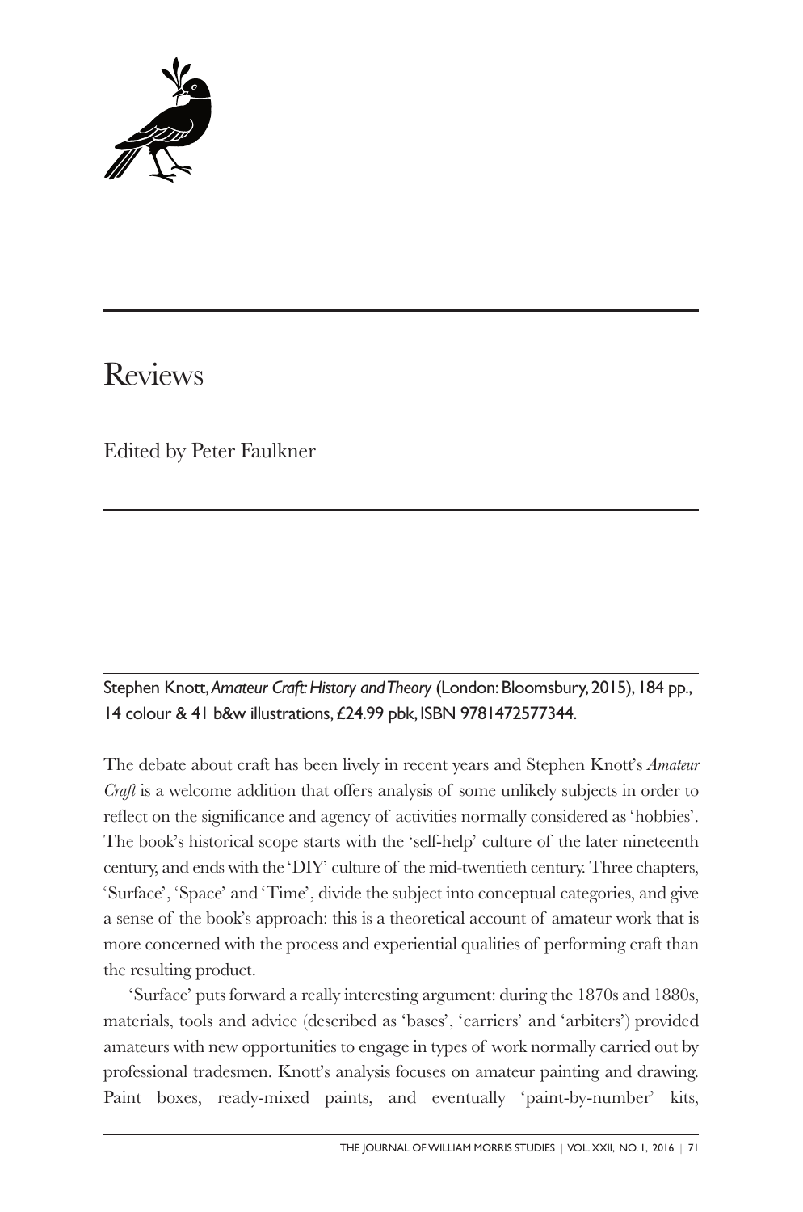# Reviews

Edited by Peter Faulkner

Stephen Knott, *Amateur Craft: History and Theory* (London: Bloomsbury, 2015), 184 pp., 14 colour & 41 b&w illustrations, £24.99 pbk, ISBN 9781472577344.

The debate about craft has been lively in recent years and Stephen Knott's *Amateur Craft* is a welcome addition that offers analysis of some unlikely subjects in order to reflect on the significance and agency of activities normally considered as 'hobbies'. The book's historical scope starts with the 'self-help' culture of the later nineteenth century, and ends with the 'DIY' culture of the mid-twentieth century. Three chapters, 'Surface', 'Space' and 'Time', divide the subject into conceptual categories, and give a sense of the book's approach: this is a theoretical account of amateur work that is more concerned with the process and experiential qualities of performing craft than the resulting product.

'Surface' puts forward a really interesting argument: during the 1870s and 1880s, materials, tools and advice (described as 'bases', 'carriers' and 'arbiters') provided amateurs with new opportunities to engage in types of work normally carried out by professional tradesmen. Knott's analysis focuses on amateur painting and drawing. Paint boxes, ready-mixed paints, and eventually 'paint-by-number' kits,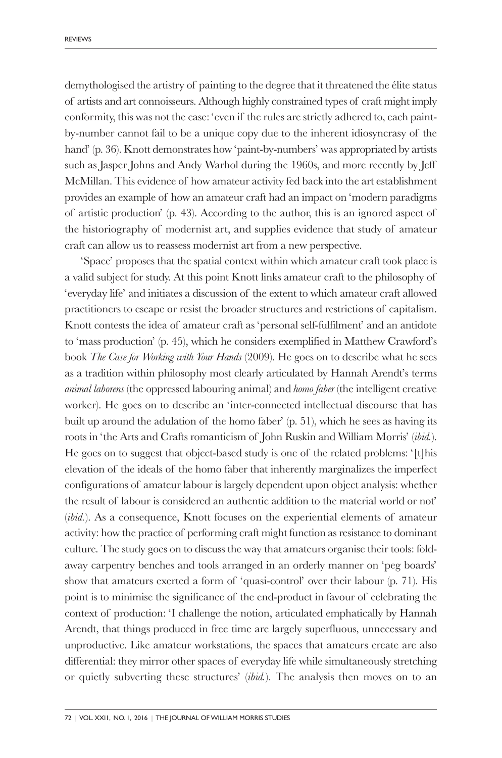demythologised the artistry of painting to the degree that it threatened the élite status of artists and art connoisseurs. Although highly constrained types of craft might imply conformity, this was not the case: 'even if the rules are strictly adhered to, each paint-by-number cannot fail to be a unique copy due to the inherent idiosyncrasy of the hand' (p. 36). Knott demonstrates how 'paint-by-numbers' was appropriated by artists such as Jasper Johns and Andy Warhol during the 1960s, and more recently by Jeff McMillan. This evidence of how amateur activity fed back into the art establishment provides an example of how an amateur craft had an impact on 'modern paradigms of artistic production' (p. 43). According to the author, this is an ignored aspect of the historiography of modernist art, and supplies evidence that study of amateur craft can allow us to reassess modernist art from a new perspective.

'Space' proposes that the spatial context within which amateur craft took place is a valid subject for study. At this point Knott links amateur craft to the philosophy of 'everyday life' and initiates a discussion of the extent to which amateur craft allowed practitioners to escape or resist the broader structures and restrictions of capitalism. Knott contests the idea of amateur craft as 'personal self-fulfilment' and an antidote to 'mass production' (p. 45), which he considers exemplified in Matthew Crawford's book *The Case for Working with Your Hands* (2009). He goes on to describe what he sees as a tradition within philosophy most clearly articulated by Hannah Arendt's terms *animal laborens* (the oppressed labouring animal) and *homo faber* (the intelligent creative worker). He goes on to describe an 'inter-connected intellectual discourse that has built up around the adulation of the homo faber' (p. 51), which he sees as having its roots in 'the Arts and Crafts romanticism of John Ruskin and William Morris' (*ibid.*). He goes on to suggest that object-based study is one of the related problems: '[t]his elevation of the ideals of the homo faber that inherently marginalizes the imperfect configurations of amateur labour is largely dependent upon object analysis: whether the result of labour is considered an authentic addition to the material world or not' (*ibid.*). As a consequence, Knott focuses on the experiential elements of amateur activity: how the practice of performing craft might function as resistance to dominant culture. The study goes on to discuss the way that amateurs organise their tools: fold-away carpentry benches and tools arranged in an orderly manner on 'peg boards' show that amateurs exerted a form of 'quasi-control' over their labour (p. 71). His point is to minimise the significance of the end-product in favour of celebrating the context of production: 'I challenge the notion, articulated emphatically by Hannah Arendt, that things produced in free time are largely superfluous, unnecessary and unproductive. Like amateur workstations, the spaces that amateurs create are also differential: they mirror other spaces of everyday life while simultaneously stretching or quietly subverting these structures' (*ibid.*). The analysis then moves on to an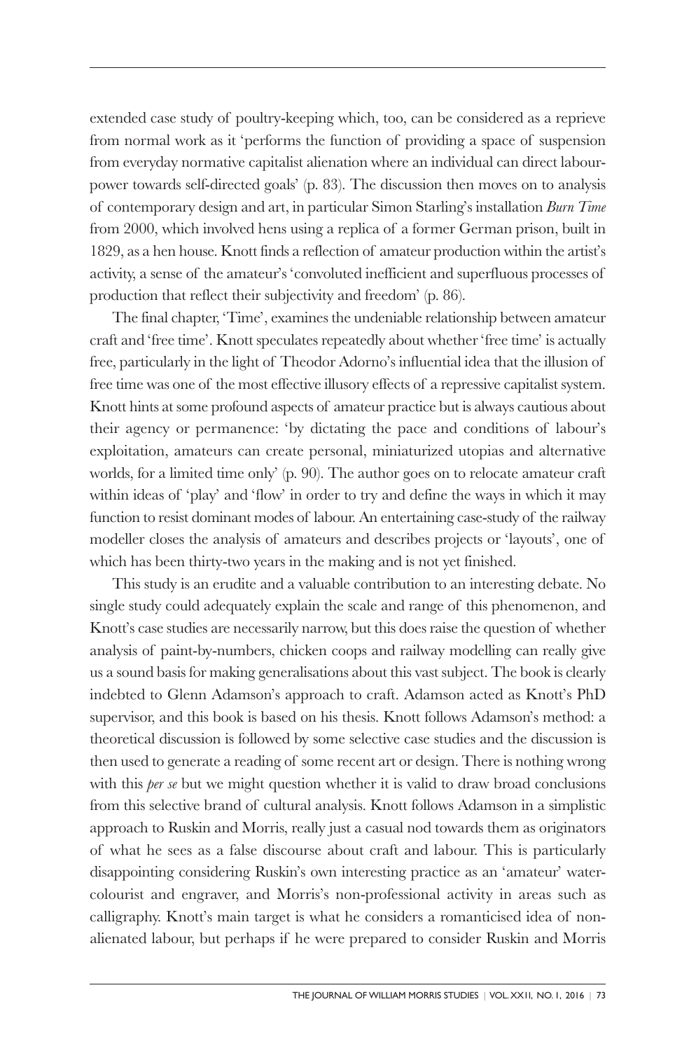extended case study of poultry-keeping which, too, can be considered as a reprieve from normal work as it 'performs the function of providing a space of suspension from everyday normative capitalist alienation where an individual can direct labour-power towards self-directed goals' (p. 83). The discussion then moves on to analysis of contemporary design and art, in particular Simon Starling's installation *Burn Time* from 2000, which involved hens using a replica of a former German prison, built in 1829, as a hen house. Knott finds a reflection of amateur production within the artist's activity, a sense of the amateur's 'convoluted inefficient and superfluous processes of production that reflect their subjectivity and freedom' (p. 86).

The final chapter, 'Time', examines the undeniable relationship between amateur craft and 'free time'. Knott speculates repeatedly about whether 'free time' is actually free, particularly in the light of Theodor Adorno's influential idea that the illusion of free time was one of the most effective illusory effects of a repressive capitalist system. Knott hints at some profound aspects of amateur practice but is always cautious about their agency or permanence: 'by dictating the pace and conditions of labour's exploitation, amateurs can create personal, miniaturized utopias and alternative worlds, for a limited time only' (p. 90). The author goes on to relocate amateur craft within ideas of 'play' and 'flow' in order to try and define the ways in which it may function to resist dominant modes of labour. An entertaining case-study of the railway modeller closes the analysis of amateurs and describes projects or 'layouts', one of which has been thirty-two years in the making and is not yet finished.

This study is an erudite and a valuable contribution to an interesting debate. No single study could adequately explain the scale and range of this phenomenon, and Knott's case studies are necessarily narrow, but this does raise the question of whether analysis of paint-by-numbers, chicken coops and railway modelling can really give us a sound basis for making generalisations about this vast subject. The book is clearly indebted to Glenn Adamson's approach to craft. Adamson acted as Knott's PhD supervisor, and this book is based on his thesis. Knott follows Adamson's method: a theoretical discussion is followed by some selective case studies and the discussion is then used to generate a reading of some recent art or design. There is nothing wrong with this *per se* but we might question whether it is valid to draw broad conclusions from this selective brand of cultural analysis. Knott follows Adamson in a simplistic approach to Ruskin and Morris, really just a casual nod towards them as originators of what he sees as a false discourse about craft and labour. This is particularly disappointing considering Ruskin's own interesting practice as an 'amateur' water-colourist and engraver, and Morris's non-professional activity in areas such as calligraphy. Knott's main target is what he considers a romanticised idea of non-alienated labour, but perhaps if he were prepared to consider Ruskin and Morris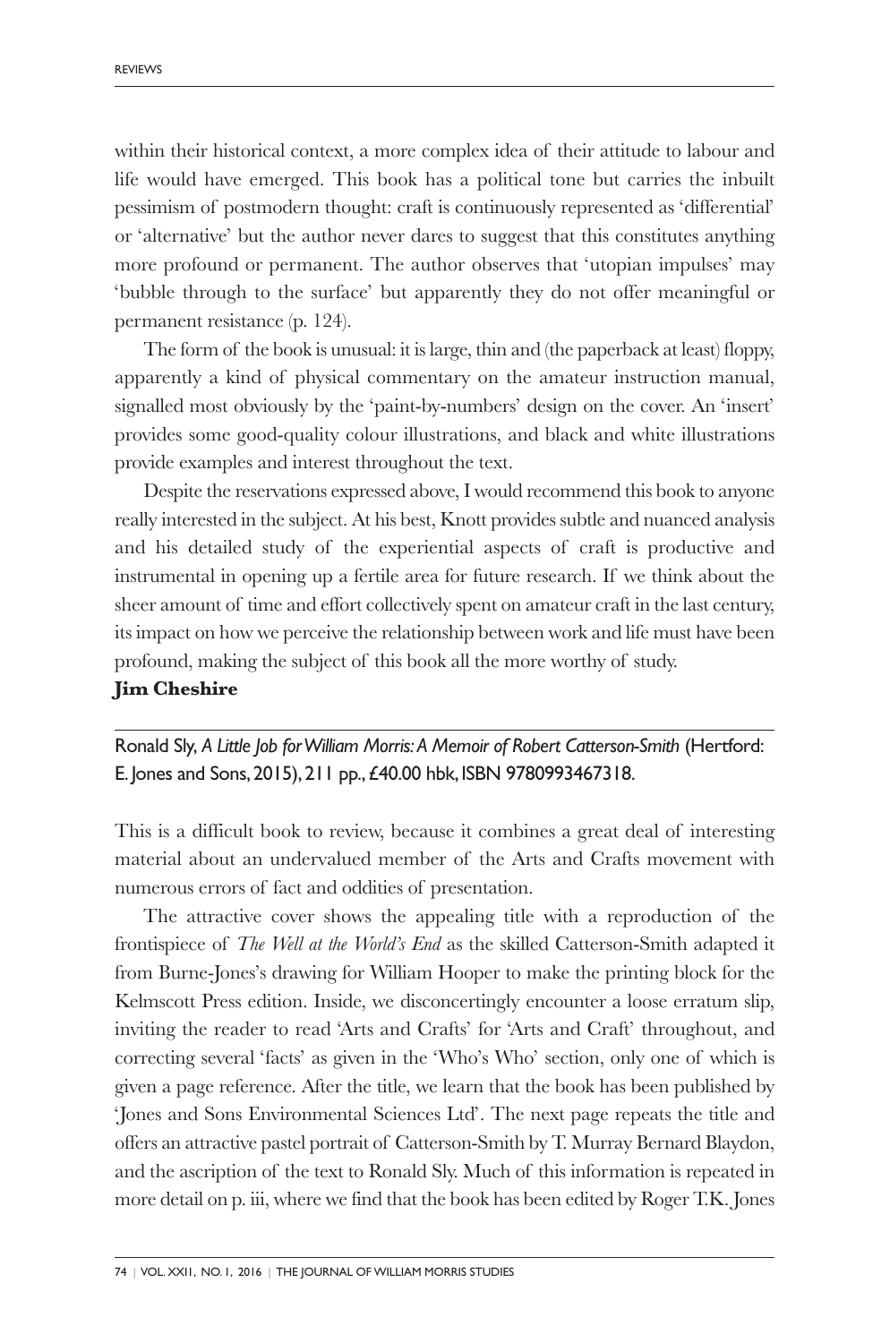within their historical context, a more complex idea of their attitude to labour and life would have emerged. This book has a political tone but carries the inbuilt pessimism of postmodern thought: craft is continuously represented as 'differential' or 'alternative' but the author never dares to suggest that this constitutes anything more profound or permanent. The author observes that 'utopian impulses' may 'bubble through to the surface' but apparently they do not offer meaningful or permanent resistance (p. 124).

The form of the book is unusual: it is large, thin and (the paperback at least) floppy, apparently a kind of physical commentary on the amateur instruction manual, signalled most obviously by the 'paint-by-numbers' design on the cover. An 'insert' provides some good-quality colour illustrations, and black and white illustrations provide examples and interest throughout the text.

Despite the reservations expressed above, I would recommend this book to anyone really interested in the subject. At his best, Knott provides subtle and nuanced analysis and his detailed study of the experiential aspects of craft is productive and instrumental in opening up a fertile area for future research. If we think about the sheer amount of time and effort collectively spent on amateur craft in the last century, its impact on how we perceive the relationship between work and life must have been profound, making the subject of this book all the more worthy of study.

**Jim Cheshire**

---

Ronald Sly, *A Little Job for William Morris: A Memoir of Robert Catterson-Smith* (Hertford: E. Jones and Sons, 2015), 211 pp., £40.00 hbk, ISBN 9780993467318.

This is a difficult book to review, because it combines a great deal of interesting material about an undervalued member of the Arts and Crafts movement with numerous errors of fact and oddities of presentation.

The attractive cover shows the appealing title with a reproduction of the frontispiece of *The Well at the World's End* as the skilled Catterson-Smith adapted it from Burne-Jones's drawing for William Hooper to make the printing block for the Kelmscott Press edition. Inside, we disconcertingly encounter a loose erratum slip, inviting the reader to read 'Arts and Crafts' for 'Arts and Craft' throughout, and correcting several 'facts' as given in the 'Who's Who' section, only one of which is given a page reference. After the title, we learn that the book has been published by 'Jones and Sons Environmental Sciences Ltd'. The next page repeats the title and offers an attractive pastel portrait of Catterson-Smith by T. Murray Bernard Blaydon, and the ascription of the text to Ronald Sly. Much of this information is repeated in more detail on p. iii, where we find that the book has been edited by Roger T.K. Jones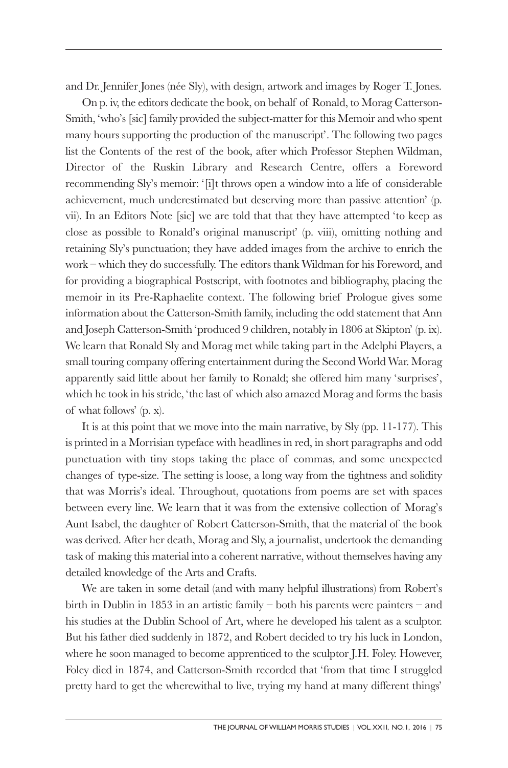and Dr. Jennifer Jones (née Sly), with design, artwork and images by Roger T. Jones.

On p. iv, the editors dedicate the book, on behalf of Ronald, to Morag Catterson-Smith, 'who's [sic] family provided the subject-matter for this Memoir and who spent many hours supporting the production of the manuscript'. The following two pages list the Contents of the rest of the book, after which Professor Stephen Wildman, Director of the Ruskin Library and Research Centre, offers a Foreword recommending Sly's memoir: '[i]t throws open a window into a life of considerable achievement, much underestimated but deserving more than passive attention' (p. vii). In an Editors Note [sic] we are told that that they have attempted 'to keep as close as possible to Ronald's original manuscript' (p. viii), omitting nothing and retaining Sly's punctuation; they have added images from the archive to enrich the work – which they do successfully. The editors thank Wildman for his Foreword, and for providing a biographical Postscript, with footnotes and bibliography, placing the memoir in its Pre-Raphaelite context. The following brief Prologue gives some information about the Catterson-Smith family, including the odd statement that Ann and Joseph Catterson-Smith 'produced 9 children, notably in 1806 at Skipton' (p. ix). We learn that Ronald Sly and Morag met while taking part in the Adelphi Players, a small touring company offering entertainment during the Second World War. Morag apparently said little about her family to Ronald; she offered him many 'surprises', which he took in his stride, 'the last of which also amazed Morag and forms the basis of what follows' (p. x).

It is at this point that we move into the main narrative, by Sly (pp. 11-177). This is printed in a Morrisian typeface with headlines in red, in short paragraphs and odd punctuation with tiny stops taking the place of commas, and some unexpected changes of type-size. The setting is loose, a long way from the tightness and solidity that was Morris's ideal. Throughout, quotations from poems are set with spaces between every line. We learn that it was from the extensive collection of Morag's Aunt Isabel, the daughter of Robert Catterson-Smith, that the material of the book was derived. After her death, Morag and Sly, a journalist, undertook the demanding task of making this material into a coherent narrative, without themselves having any detailed knowledge of the Arts and Crafts.

We are taken in some detail (and with many helpful illustrations) from Robert's birth in Dublin in 1853 in an artistic family – both his parents were painters – and his studies at the Dublin School of Art, where he developed his talent as a sculptor. But his father died suddenly in 1872, and Robert decided to try his luck in London, where he soon managed to become apprenticed to the sculptor J.H. Foley. However, Foley died in 1874, and Catterson-Smith recorded that 'from that time I struggled pretty hard to get the wherewithal to live, trying my hand at many different things'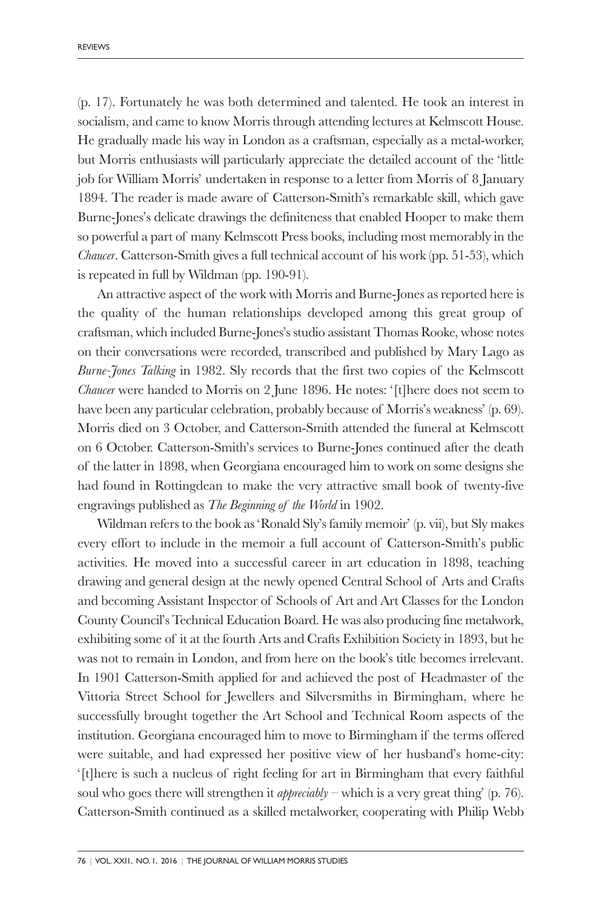(p. 17). Fortunately he was both determined and talented. He took an interest in socialism, and came to know Morris through attending lectures at Kelmscott House. He gradually made his way in London as a craftsman, especially as a metal-worker, but Morris enthusiasts will particularly appreciate the detailed account of the 'little job for William Morris' undertaken in response to a letter from Morris of 8 January 1894. The reader is made aware of Catterson-Smith's remarkable skill, which gave Burne-Jones's delicate drawings the definiteness that enabled Hooper to make them so powerful a part of many Kelmscott Press books, including most memorably in the *Chaucer*. Catterson-Smith gives a full technical account of his work (pp. 51-53), which is repeated in full by Wildman (pp. 190-91).

An attractive aspect of the work with Morris and Burne-Jones as reported here is the quality of the human relationships developed among this great group of craftsman, which included Burne-Jones's studio assistant Thomas Rooke, whose notes on their conversations were recorded, transcribed and published by Mary Lago as *Burne-Jones Talking* in 1982. Sly records that the first two copies of the Kelmscott *Chaucer* were handed to Morris on 2 June 1896. He notes: '[t]here does not seem to have been any particular celebration, probably because of Morris's weakness' (p. 69). Morris died on 3 October, and Catterson-Smith attended the funeral at Kelmscott on 6 October. Catterson-Smith's services to Burne-Jones continued after the death of the latter in 1898, when Georgiana encouraged him to work on some designs she had found in Rottingdean to make the very attractive small book of twenty-five engravings published as *The Beginning of the World* in 1902.

Wildman refers to the book as 'Ronald Sly's family memoir' (p. vii), but Sly makes every effort to include in the memoir a full account of Catterson-Smith's public activities. He moved into a successful career in art education in 1898, teaching drawing and general design at the newly opened Central School of Arts and Crafts and becoming Assistant Inspector of Schools of Art and Art Classes for the London County Council's Technical Education Board. He was also producing fine metalwork, exhibiting some of it at the fourth Arts and Crafts Exhibition Society in 1893, but he was not to remain in London, and from here on the book's title becomes irrelevant. In 1901 Catterson-Smith applied for and achieved the post of Headmaster of the Vittoria Street School for Jewellers and Silversmiths in Birmingham, where he successfully brought together the Art School and Technical Room aspects of the institution. Georgiana encouraged him to move to Birmingham if the terms offered were suitable, and had expressed her positive view of her husband's home-city: '[t]here is such a nucleus of right feeling for art in Birmingham that every faithful soul who goes there will strengthen it *appreciably* – which is a very great thing' (p. 76). Catterson-Smith continued as a skilled metalworker, cooperating with Philip Webb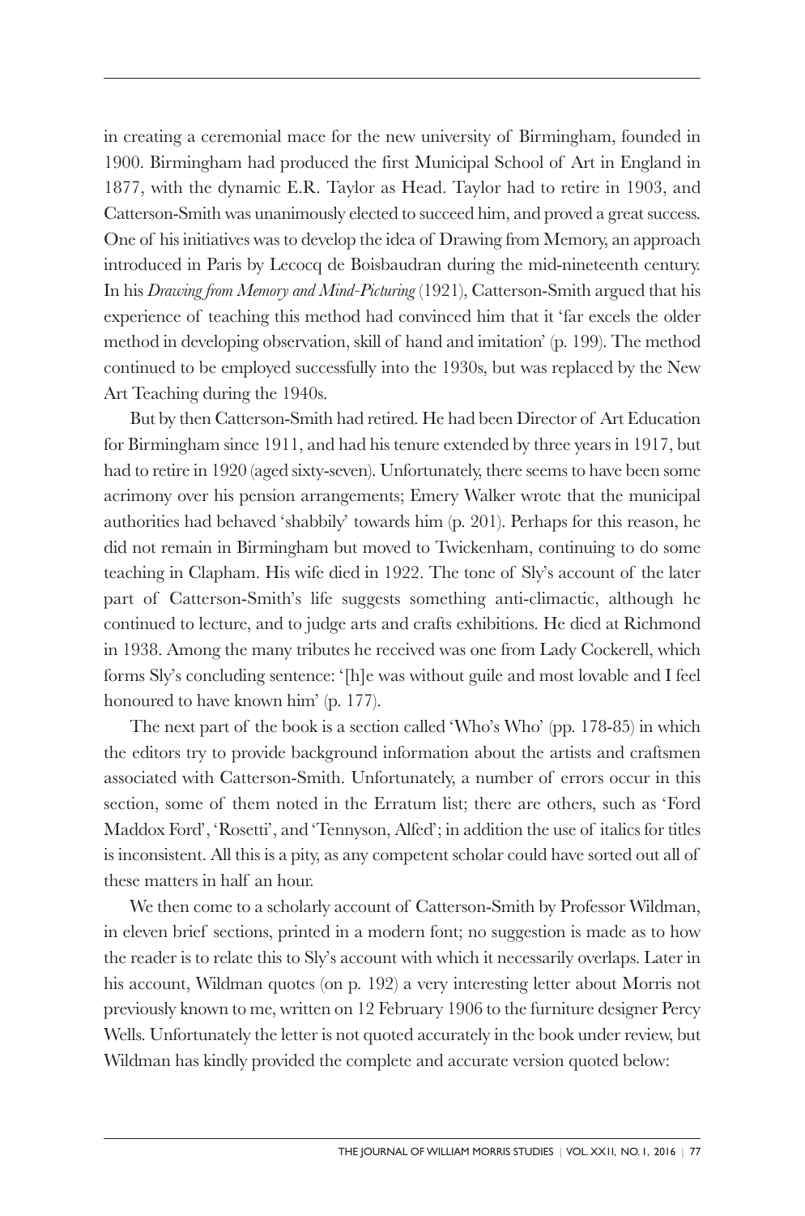in creating a ceremonial mace for the new university of Birmingham, founded in 1900. Birmingham had produced the first Municipal School of Art in England in 1877, with the dynamic E.R. Taylor as Head. Taylor had to retire in 1903, and Catterson-Smith was unanimously elected to succeed him, and proved a great success. One of his initiatives was to develop the idea of Drawing from Memory, an approach introduced in Paris by Lecocq de Boisbaudran during the mid-nineteenth century. In his *Drawing from Memory and Mind-Picturing* (1921), Catterson-Smith argued that his experience of teaching this method had convinced him that it 'far excels the older method in developing observation, skill of hand and imitation' (p. 199). The method continued to be employed successfully into the 1930s, but was replaced by the New Art Teaching during the 1940s.

But by then Catterson-Smith had retired. He had been Director of Art Education for Birmingham since 1911, and had his tenure extended by three years in 1917, but had to retire in 1920 (aged sixty-seven). Unfortunately, there seems to have been some acrimony over his pension arrangements; Emery Walker wrote that the municipal authorities had behaved 'shabbily' towards him (p. 201). Perhaps for this reason, he did not remain in Birmingham but moved to Twickenham, continuing to do some teaching in Clapham. His wife died in 1922. The tone of Sly's account of the later part of Catterson-Smith's life suggests something anti-climactic, although he continued to lecture, and to judge arts and crafts exhibitions. He died at Richmond in 1938. Among the many tributes he received was one from Lady Cockerell, which forms Sly's concluding sentence: '[h]e was without guile and most lovable and I feel honoured to have known him' (p. 177).

The next part of the book is a section called 'Who's Who' (pp. 178-85) in which the editors try to provide background information about the artists and craftsmen associated with Catterson-Smith. Unfortunately, a number of errors occur in this section, some of them noted in the Erratum list; there are others, such as 'Ford Maddox Ford', 'Rosetti', and 'Tennyson, Alfed'; in addition the use of italics for titles is inconsistent. All this is a pity, as any competent scholar could have sorted out all of these matters in half an hour.

We then come to a scholarly account of Catterson-Smith by Professor Wildman, in eleven brief sections, printed in a modern font; no suggestion is made as to how the reader is to relate this to Sly's account with which it necessarily overlaps. Later in his account, Wildman quotes (on p. 192) a very interesting letter about Morris not previously known to me, written on 12 February 1906 to the furniture designer Percy Wells. Unfortunately the letter is not quoted accurately in the book under review, but Wildman has kindly provided the complete and accurate version quoted below: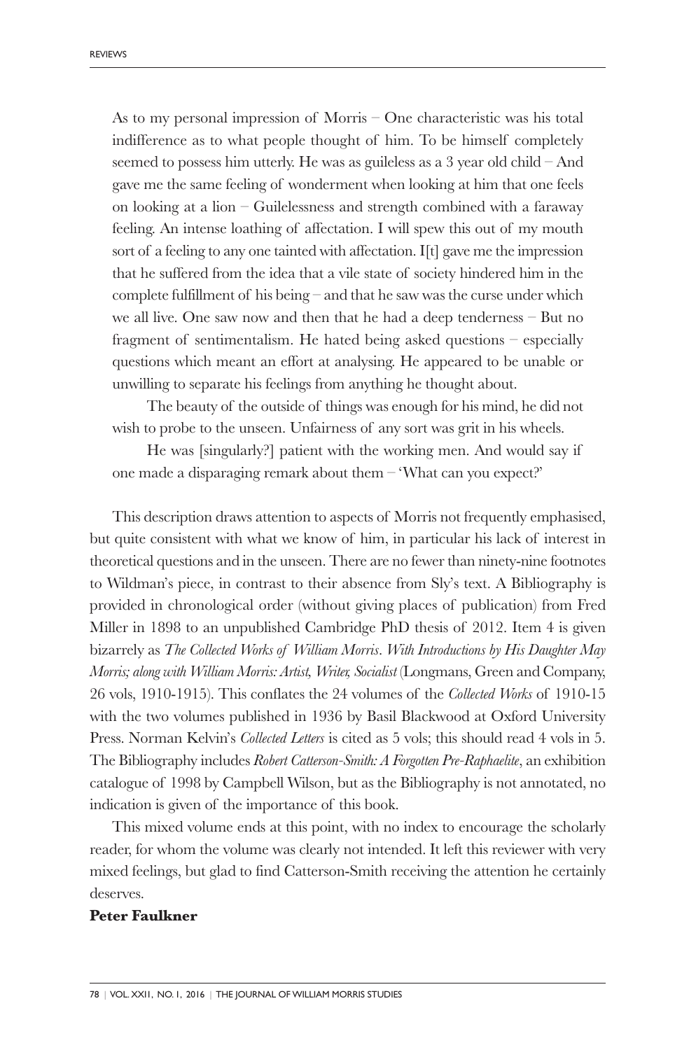> As to my personal impression of Morris – One characteristic was his total indifference as to what people thought of him. To be himself completely seemed to possess him utterly. He was as guileless as a 3 year old child – And gave me the same feeling of wonderment when looking at him that one feels on looking at a lion – Guilelessness and strength combined with a faraway feeling. An intense loathing of affectation. I will spew this out of my mouth sort of a feeling to any one tainted with affectation. I[t] gave me the impression that he suffered from the idea that a vile state of society hindered him in the complete fulfillment of his being – and that he saw was the curse under which we all live. One saw now and then that he had a deep tenderness – But no fragment of sentimentalism. He hated being asked questions – especially questions which meant an effort at analysing. He appeared to be unable or unwilling to separate his feelings from anything he thought about.
>
> The beauty of the outside of things was enough for his mind, he did not wish to probe to the unseen. Unfairness of any sort was grit in his wheels.
>
> He was [singularly?] patient with the working men. And would say if one made a disparaging remark about them – 'What can you expect?'

This description draws attention to aspects of Morris not frequently emphasised, but quite consistent with what we know of him, in particular his lack of interest in theoretical questions and in the unseen. There are no fewer than ninety-nine footnotes to Wildman's piece, in contrast to their absence from Sly's text. A Bibliography is provided in chronological order (without giving places of publication) from Fred Miller in 1898 to an unpublished Cambridge PhD thesis of 2012. Item 4 is given bizarrely as *The Collected Works of William Morris*. *With Introductions by His Daughter May Morris; along with William Morris: Artist, Writer, Socialist* (Longmans, Green and Company, 26 vols, 1910-1915). This conflates the 24 volumes of the *Collected Works* of 1910-15 with the two volumes published in 1936 by Basil Blackwood at Oxford University Press. Norman Kelvin's *Collected Letters* is cited as 5 vols; this should read 4 vols in 5. The Bibliography includes *Robert Catterson-Smith: A Forgotten Pre-Raphaelite*, an exhibition catalogue of 1998 by Campbell Wilson, but as the Bibliography is not annotated, no indication is given of the importance of this book.

This mixed volume ends at this point, with no index to encourage the scholarly reader, for whom the volume was clearly not intended. It left this reviewer with very mixed feelings, but glad to find Catterson-Smith receiving the attention he certainly deserves.

**Peter Faulkner**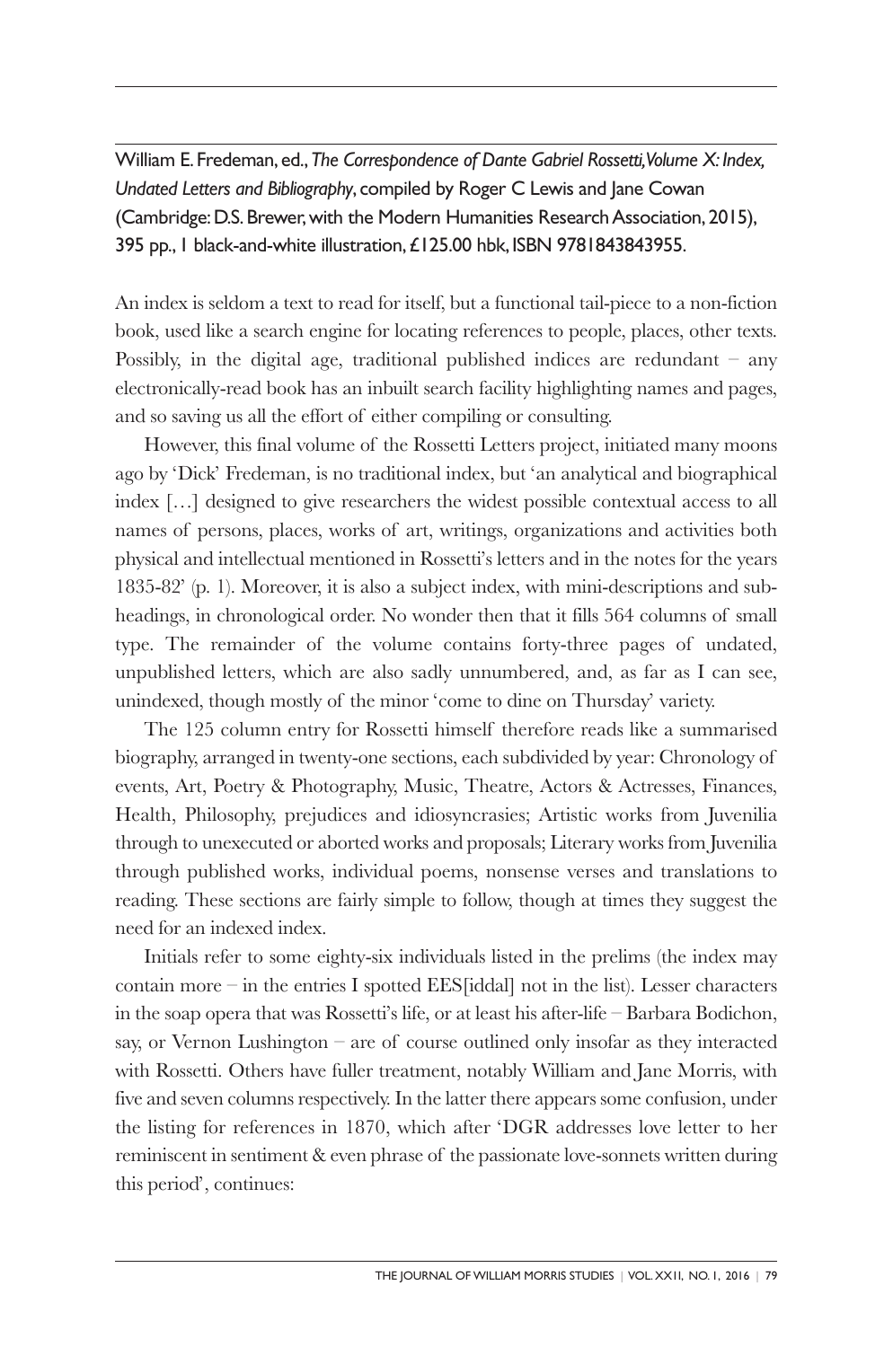William E. Fredeman, ed., *The Correspondence of Dante Gabriel Rossetti, Volume X: Index, Undated Letters and Bibliography*, compiled by Roger C Lewis and Jane Cowan (Cambridge: D.S. Brewer, with the Modern Humanities Research Association, 2015), 395 pp., 1 black-and-white illustration, £125.00 hbk, ISBN 9781843843955.

An index is seldom a text to read for itself, but a functional tail-piece to a non-fiction book, used like a search engine for locating references to people, places, other texts. Possibly, in the digital age, traditional published indices are redundant – any electronically-read book has an inbuilt search facility highlighting names and pages, and so saving us all the effort of either compiling or consulting.

However, this final volume of the Rossetti Letters project, initiated many moons ago by 'Dick' Fredeman, is no traditional index, but 'an analytical and biographical index […] designed to give researchers the widest possible contextual access to all names of persons, places, works of art, writings, organizations and activities both physical and intellectual mentioned in Rossetti's letters and in the notes for the years 1835-82' (p. 1). Moreover, it is also a subject index, with mini-descriptions and sub-headings, in chronological order. No wonder then that it fills 564 columns of small type. The remainder of the volume contains forty-three pages of undated, unpublished letters, which are also sadly unnumbered, and, as far as I can see, unindexed, though mostly of the minor 'come to dine on Thursday' variety.

The 125 column entry for Rossetti himself therefore reads like a summarised biography, arranged in twenty-one sections, each subdivided by year: Chronology of events, Art, Poetry & Photography, Music, Theatre, Actors & Actresses, Finances, Health, Philosophy, prejudices and idiosyncrasies; Artistic works from Juvenilia through to unexecuted or aborted works and proposals; Literary works from Juvenilia through published works, individual poems, nonsense verses and translations to reading. These sections are fairly simple to follow, though at times they suggest the need for an indexed index.

Initials refer to some eighty-six individuals listed in the prelims (the index may contain more – in the entries I spotted EES[iddal] not in the list). Lesser characters in the soap opera that was Rossetti's life, or at least his after-life – Barbara Bodichon, say, or Vernon Lushington – are of course outlined only insofar as they interacted with Rossetti. Others have fuller treatment, notably William and Jane Morris, with five and seven columns respectively. In the latter there appears some confusion, under the listing for references in 1870, which after 'DGR addresses love letter to her reminiscent in sentiment & even phrase of the passionate love-sonnets written during this period', continues: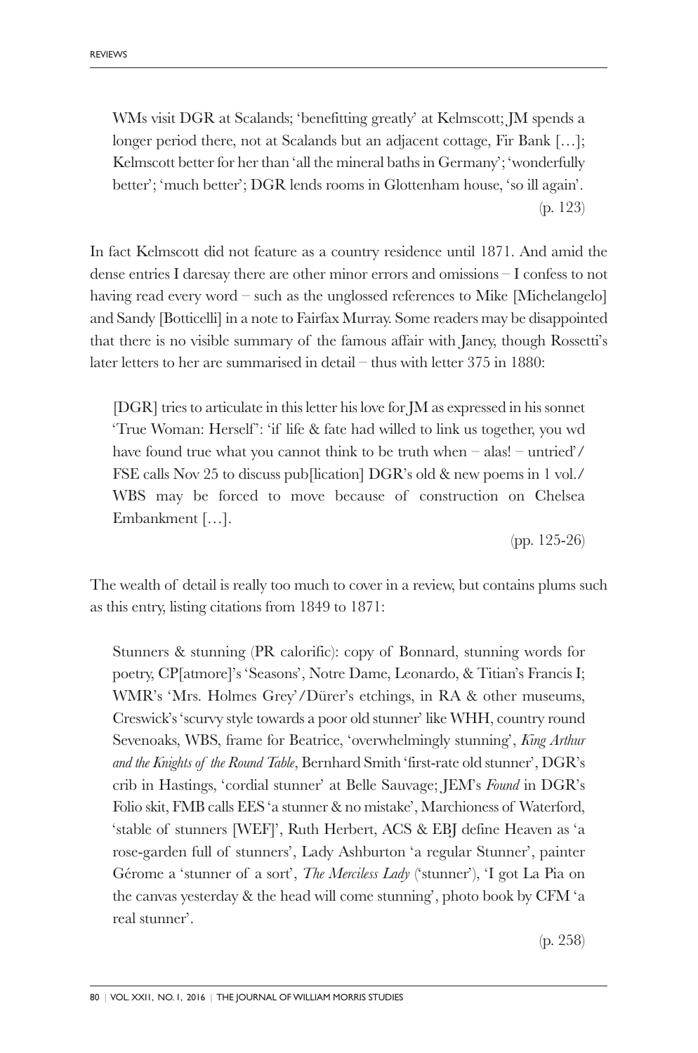> WMs visit DGR at Scalands; 'benefitting greatly' at Kelmscott; JM spends a longer period there, not at Scalands but an adjacent cottage, Fir Bank […]; Kelmscott better for her than 'all the mineral baths in Germany'; 'wonderfully better'; 'much better'; DGR lends rooms in Glottenham house, 'so ill again'.
>
> (p. 123)

In fact Kelmscott did not feature as a country residence until 1871. And amid the dense entries I daresay there are other minor errors and omissions – I confess to not having read every word – such as the unglossed references to Mike [Michelangelo] and Sandy [Botticelli] in a note to Fairfax Murray. Some readers may be disappointed that there is no visible summary of the famous affair with Janey, though Rossetti's later letters to her are summarised in detail – thus with letter 375 in 1880:

> [DGR] tries to articulate in this letter his love for JM as expressed in his sonnet 'True Woman: Herself': 'if life & fate had willed to link us together, you wd have found true what you cannot think to be truth when – alas! – untried'/ FSE calls Nov 25 to discuss pub[lication] DGR's old & new poems in 1 vol./ WBS may be forced to move because of construction on Chelsea Embankment […].
>
> (pp. 125-26)

The wealth of detail is really too much to cover in a review, but contains plums such as this entry, listing citations from 1849 to 1871:

> Stunners & stunning (PR calorific): copy of Bonnard, stunning words for poetry, CP[atmore]'s 'Seasons', Notre Dame, Leonardo, & Titian's Francis I; WMR's 'Mrs. Holmes Grey'/Dürer's etchings, in RA & other museums, Creswick's 'scurvy style towards a poor old stunner' like WHH, country round Sevenoaks, WBS, frame for Beatrice, 'overwhelmingly stunning', *King Arthur and the Knights of the Round Table*, Bernhard Smith 'first-rate old stunner', DGR's crib in Hastings, 'cordial stunner' at Belle Sauvage; JEM's *Found* in DGR's Folio skit, FMB calls EES 'a stunner & no mistake', Marchioness of Waterford, 'stable of stunners [WEF]', Ruth Herbert, ACS & EBJ define Heaven as 'a rose-garden full of stunners', Lady Ashburton 'a regular Stunner', painter Gérome a 'stunner of a sort', *The Merciless Lady* ('stunner'), 'I got La Pia on the canvas yesterday & the head will come stunning', photo book by CFM 'a real stunner'.
>
> (p. 258)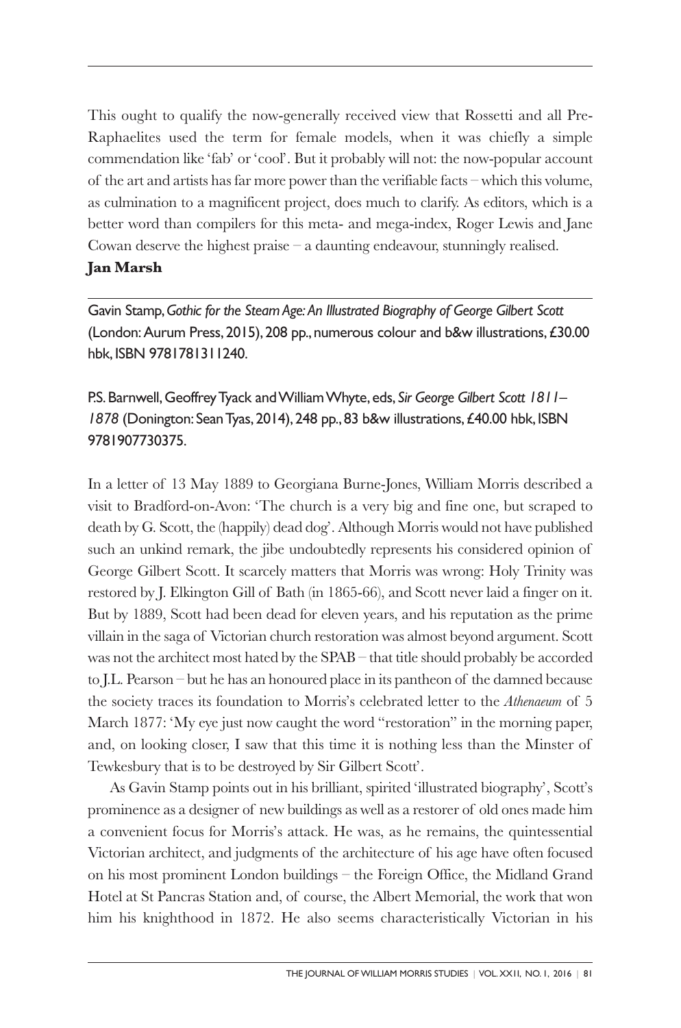This ought to qualify the now-generally received view that Rossetti and all Pre-Raphaelites used the term for female models, when it was chiefly a simple commendation like 'fab' or 'cool'. But it probably will not: the now-popular account of the art and artists has far more power than the verifiable facts – which this volume, as culmination to a magnificent project, does much to clarify. As editors, which is a better word than compilers for this meta- and mega-index, Roger Lewis and Jane Cowan deserve the highest praise – a daunting endeavour, stunningly realised.

**Jan Marsh**

---

Gavin Stamp, *Gothic for the Steam Age: An Illustrated Biography of George Gilbert Scott* (London: Aurum Press, 2015), 208 pp., numerous colour and b&w illustrations, £30.00 hbk, ISBN 9781781311240.

P.S. Barnwell, Geoffrey Tyack and William Whyte, eds, *Sir George Gilbert Scott 1811–1878* (Donington: Sean Tyas, 2014), 248 pp., 83 b&w illustrations, £40.00 hbk, ISBN 9781907730375.

In a letter of 13 May 1889 to Georgiana Burne-Jones, William Morris described a visit to Bradford-on-Avon: 'The church is a very big and fine one, but scraped to death by G. Scott, the (happily) dead dog'. Although Morris would not have published such an unkind remark, the jibe undoubtedly represents his considered opinion of George Gilbert Scott. It scarcely matters that Morris was wrong: Holy Trinity was restored by J. Elkington Gill of Bath (in 1865-66), and Scott never laid a finger on it. But by 1889, Scott had been dead for eleven years, and his reputation as the prime villain in the saga of Victorian church restoration was almost beyond argument. Scott was not the architect most hated by the SPAB – that title should probably be accorded to J.L. Pearson – but he has an honoured place in its pantheon of the damned because the society traces its foundation to Morris's celebrated letter to the *Athenaeum* of 5 March 1877: 'My eye just now caught the word "restoration" in the morning paper, and, on looking closer, I saw that this time it is nothing less than the Minster of Tewkesbury that is to be destroyed by Sir Gilbert Scott'.

As Gavin Stamp points out in his brilliant, spirited 'illustrated biography', Scott's prominence as a designer of new buildings as well as a restorer of old ones made him a convenient focus for Morris's attack. He was, as he remains, the quintessential Victorian architect, and judgments of the architecture of his age have often focused on his most prominent London buildings – the Foreign Office, the Midland Grand Hotel at St Pancras Station and, of course, the Albert Memorial, the work that won him his knighthood in 1872. He also seems characteristically Victorian in his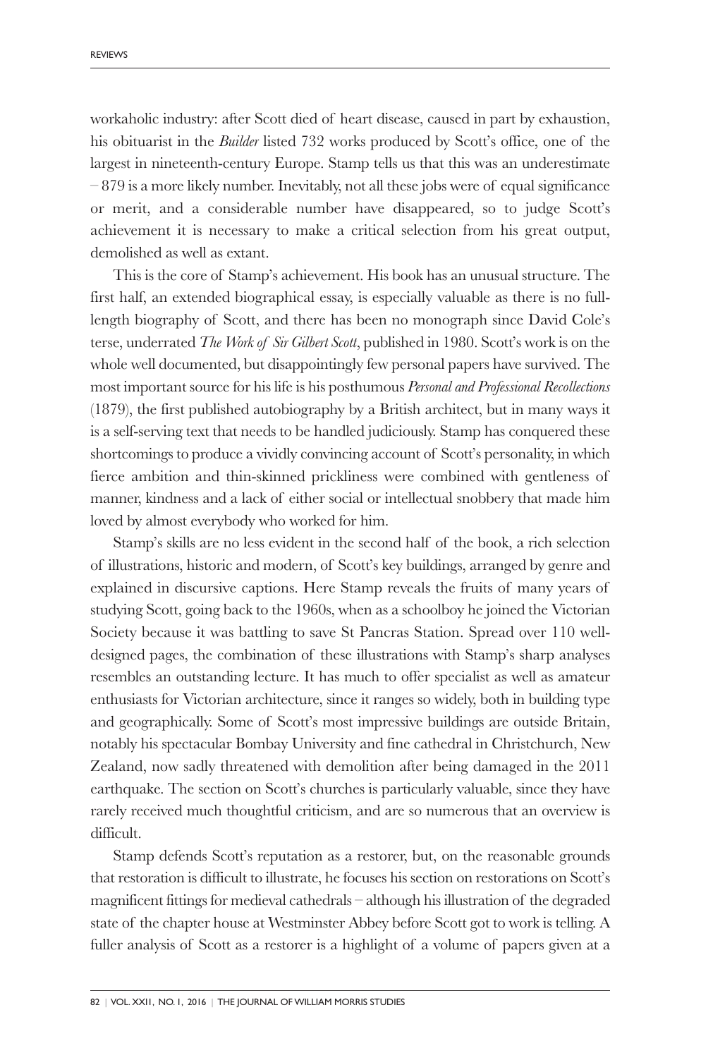workaholic industry: after Scott died of heart disease, caused in part by exhaustion, his obituarist in the *Builder* listed 732 works produced by Scott's office, one of the largest in nineteenth-century Europe. Stamp tells us that this was an underestimate – 879 is a more likely number. Inevitably, not all these jobs were of equal significance or merit, and a considerable number have disappeared, so to judge Scott's achievement it is necessary to make a critical selection from his great output, demolished as well as extant.

This is the core of Stamp's achievement. His book has an unusual structure. The first half, an extended biographical essay, is especially valuable as there is no full-length biography of Scott, and there has been no monograph since David Cole's terse, underrated *The Work of Sir Gilbert Scott*, published in 1980. Scott's work is on the whole well documented, but disappointingly few personal papers have survived. The most important source for his life is his posthumous *Personal and Professional Recollections* (1879), the first published autobiography by a British architect, but in many ways it is a self-serving text that needs to be handled judiciously. Stamp has conquered these shortcomings to produce a vividly convincing account of Scott's personality, in which fierce ambition and thin-skinned prickliness were combined with gentleness of manner, kindness and a lack of either social or intellectual snobbery that made him loved by almost everybody who worked for him.

Stamp's skills are no less evident in the second half of the book, a rich selection of illustrations, historic and modern, of Scott's key buildings, arranged by genre and explained in discursive captions. Here Stamp reveals the fruits of many years of studying Scott, going back to the 1960s, when as a schoolboy he joined the Victorian Society because it was battling to save St Pancras Station. Spread over 110 well-designed pages, the combination of these illustrations with Stamp's sharp analyses resembles an outstanding lecture. It has much to offer specialist as well as amateur enthusiasts for Victorian architecture, since it ranges so widely, both in building type and geographically. Some of Scott's most impressive buildings are outside Britain, notably his spectacular Bombay University and fine cathedral in Christchurch, New Zealand, now sadly threatened with demolition after being damaged in the 2011 earthquake. The section on Scott's churches is particularly valuable, since they have rarely received much thoughtful criticism, and are so numerous that an overview is difficult.

Stamp defends Scott's reputation as a restorer, but, on the reasonable grounds that restoration is difficult to illustrate, he focuses his section on restorations on Scott's magnificent fittings for medieval cathedrals – although his illustration of the degraded state of the chapter house at Westminster Abbey before Scott got to work is telling. A fuller analysis of Scott as a restorer is a highlight of a volume of papers given at a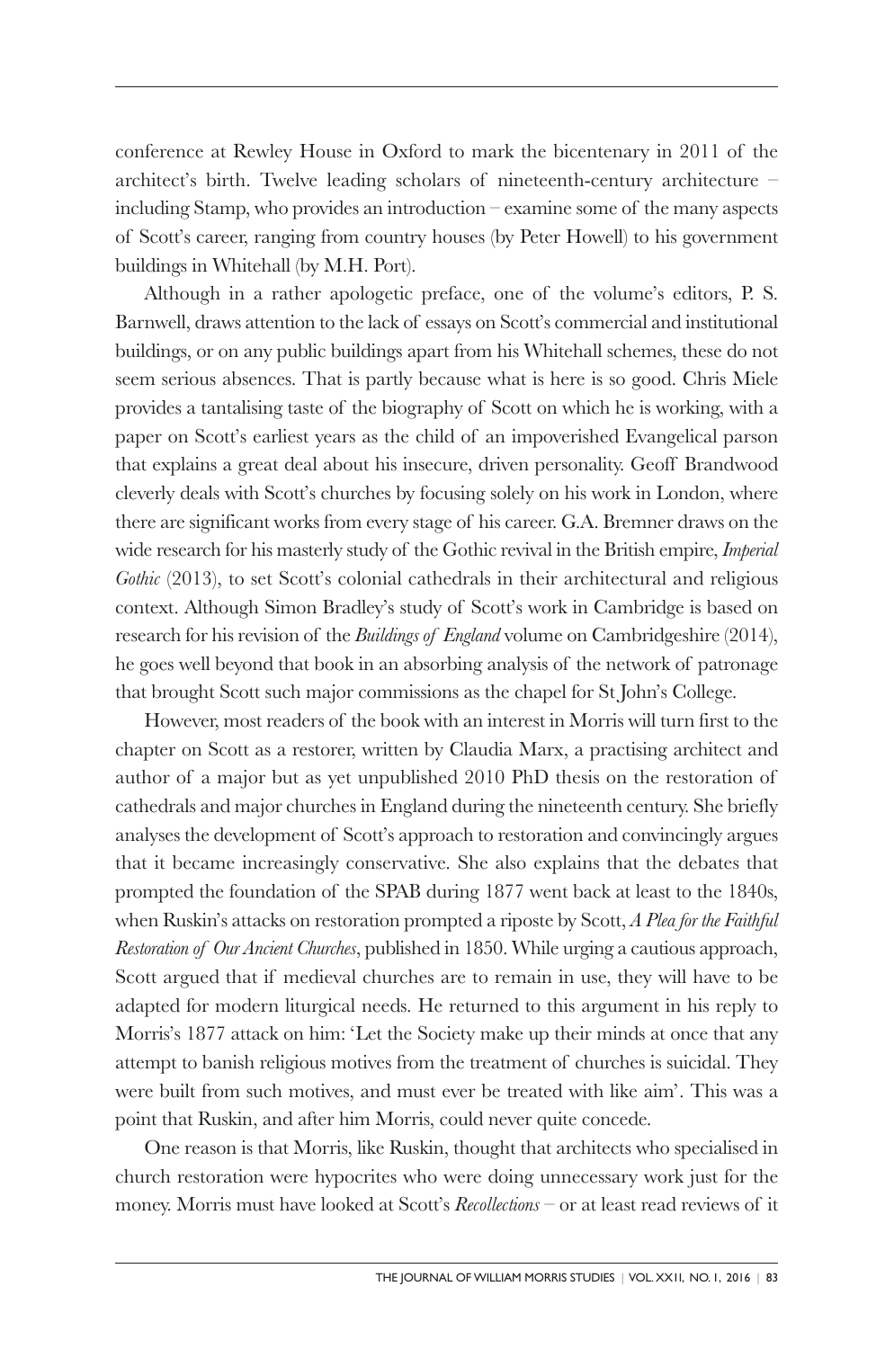conference at Rewley House in Oxford to mark the bicentenary in 2011 of the architect's birth. Twelve leading scholars of nineteenth-century architecture – including Stamp, who provides an introduction – examine some of the many aspects of Scott's career, ranging from country houses (by Peter Howell) to his government buildings in Whitehall (by M.H. Port).

Although in a rather apologetic preface, one of the volume's editors, P. S. Barnwell, draws attention to the lack of essays on Scott's commercial and institutional buildings, or on any public buildings apart from his Whitehall schemes, these do not seem serious absences. That is partly because what is here is so good. Chris Miele provides a tantalising taste of the biography of Scott on which he is working, with a paper on Scott's earliest years as the child of an impoverished Evangelical parson that explains a great deal about his insecure, driven personality. Geoff Brandwood cleverly deals with Scott's churches by focusing solely on his work in London, where there are significant works from every stage of his career. G.A. Bremner draws on the wide research for his masterly study of the Gothic revival in the British empire, *Imperial Gothic* (2013), to set Scott's colonial cathedrals in their architectural and religious context. Although Simon Bradley's study of Scott's work in Cambridge is based on research for his revision of the *Buildings of England* volume on Cambridgeshire (2014), he goes well beyond that book in an absorbing analysis of the network of patronage that brought Scott such major commissions as the chapel for St John's College.

However, most readers of the book with an interest in Morris will turn first to the chapter on Scott as a restorer, written by Claudia Marx, a practising architect and author of a major but as yet unpublished 2010 PhD thesis on the restoration of cathedrals and major churches in England during the nineteenth century. She briefly analyses the development of Scott's approach to restoration and convincingly argues that it became increasingly conservative. She also explains that the debates that prompted the foundation of the SPAB during 1877 went back at least to the 1840s, when Ruskin's attacks on restoration prompted a riposte by Scott, *A Plea for the Faithful Restoration of Our Ancient Churches*, published in 1850. While urging a cautious approach, Scott argued that if medieval churches are to remain in use, they will have to be adapted for modern liturgical needs. He returned to this argument in his reply to Morris's 1877 attack on him: 'Let the Society make up their minds at once that any attempt to banish religious motives from the treatment of churches is suicidal. They were built from such motives, and must ever be treated with like aim'. This was a point that Ruskin, and after him Morris, could never quite concede.

One reason is that Morris, like Ruskin, thought that architects who specialised in church restoration were hypocrites who were doing unnecessary work just for the money. Morris must have looked at Scott's *Recollections* – or at least read reviews of it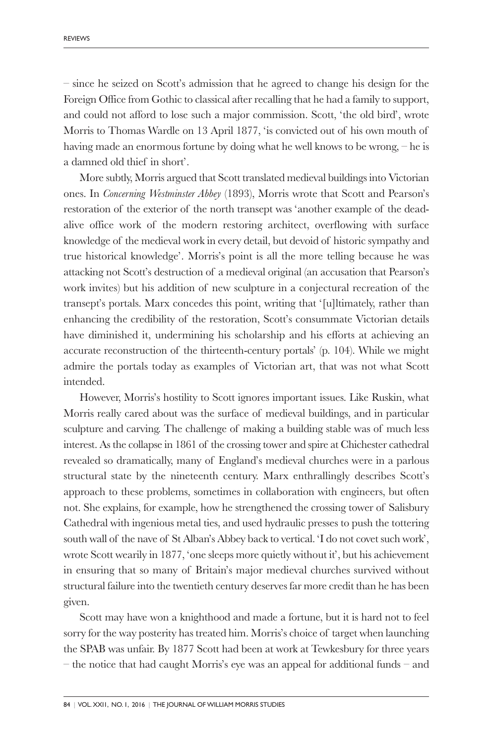– since he seized on Scott's admission that he agreed to change his design for the Foreign Office from Gothic to classical after recalling that he had a family to support, and could not afford to lose such a major commission. Scott, 'the old bird', wrote Morris to Thomas Wardle on 13 April 1877, 'is convicted out of his own mouth of having made an enormous fortune by doing what he well knows to be wrong, – he is a damned old thief in short'.

More subtly, Morris argued that Scott translated medieval buildings into Victorian ones. In *Concerning Westminster Abbey* (1893), Morris wrote that Scott and Pearson's restoration of the exterior of the north transept was 'another example of the dead-alive office work of the modern restoring architect, overflowing with surface knowledge of the medieval work in every detail, but devoid of historic sympathy and true historical knowledge'. Morris's point is all the more telling because he was attacking not Scott's destruction of a medieval original (an accusation that Pearson's work invites) but his addition of new sculpture in a conjectural recreation of the transept's portals. Marx concedes this point, writing that '[u]ltimately, rather than enhancing the credibility of the restoration, Scott's consummate Victorian details have diminished it, undermining his scholarship and his efforts at achieving an accurate reconstruction of the thirteenth-century portals' (p. 104). While we might admire the portals today as examples of Victorian art, that was not what Scott intended.

However, Morris's hostility to Scott ignores important issues. Like Ruskin, what Morris really cared about was the surface of medieval buildings, and in particular sculpture and carving. The challenge of making a building stable was of much less interest. As the collapse in 1861 of the crossing tower and spire at Chichester cathedral revealed so dramatically, many of England's medieval churches were in a parlous structural state by the nineteenth century. Marx enthrallingly describes Scott's approach to these problems, sometimes in collaboration with engineers, but often not. She explains, for example, how he strengthened the crossing tower of Salisbury Cathedral with ingenious metal ties, and used hydraulic presses to push the tottering south wall of the nave of St Alban's Abbey back to vertical. 'I do not covet such work', wrote Scott wearily in 1877, 'one sleeps more quietly without it', but his achievement in ensuring that so many of Britain's major medieval churches survived without structural failure into the twentieth century deserves far more credit than he has been given.

Scott may have won a knighthood and made a fortune, but it is hard not to feel sorry for the way posterity has treated him. Morris's choice of target when launching the SPAB was unfair. By 1877 Scott had been at work at Tewkesbury for three years – the notice that had caught Morris's eye was an appeal for additional funds – and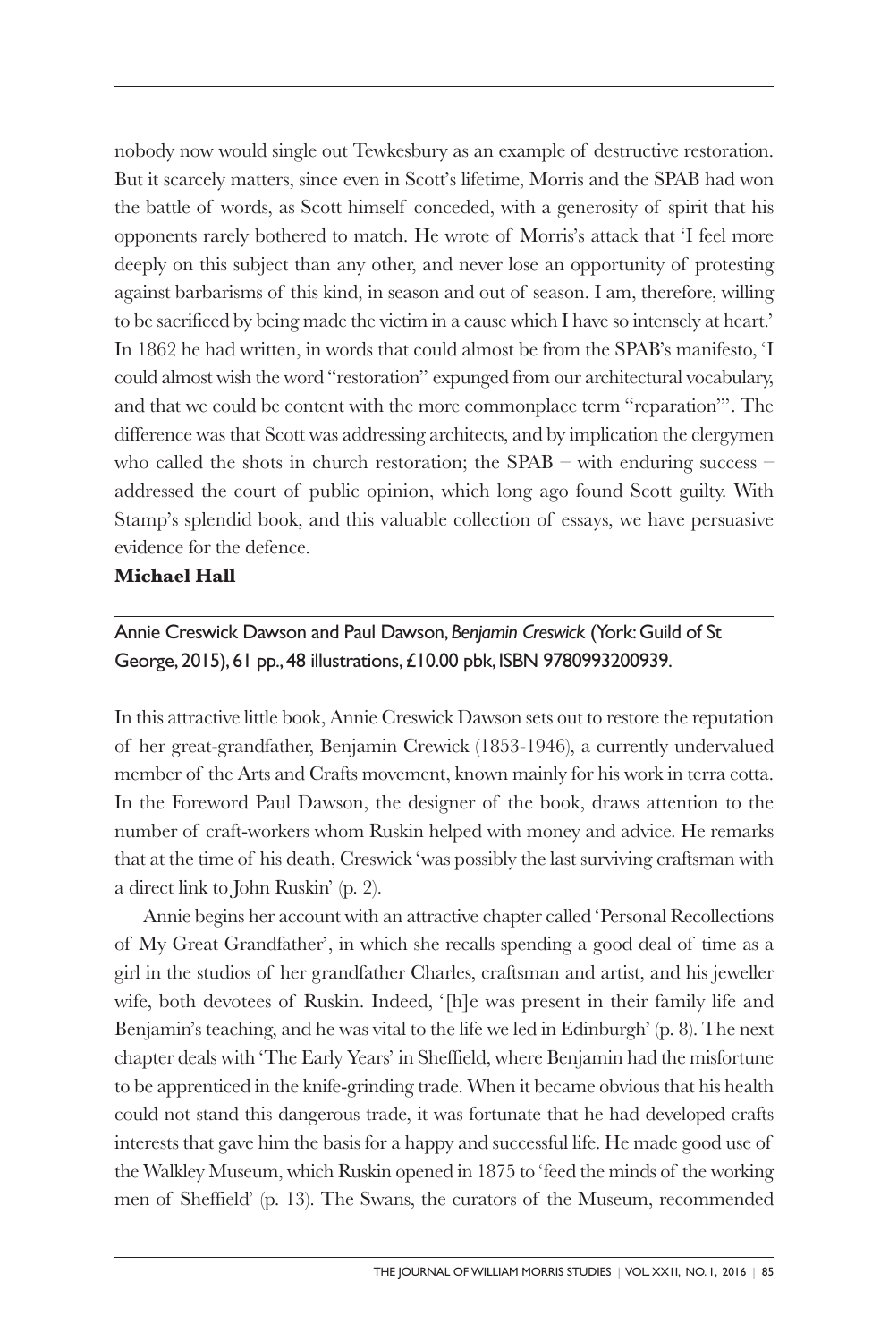nobody now would single out Tewkesbury as an example of destructive restoration. But it scarcely matters, since even in Scott's lifetime, Morris and the SPAB had won the battle of words, as Scott himself conceded, with a generosity of spirit that his opponents rarely bothered to match. He wrote of Morris's attack that 'I feel more deeply on this subject than any other, and never lose an opportunity of protesting against barbarisms of this kind, in season and out of season. I am, therefore, willing to be sacrificed by being made the victim in a cause which I have so intensely at heart.' In 1862 he had written, in words that could almost be from the SPAB's manifesto, 'I could almost wish the word "restoration" expunged from our architectural vocabulary, and that we could be content with the more commonplace term "reparation"'. The difference was that Scott was addressing architects, and by implication the clergymen who called the shots in church restoration; the SPAB – with enduring success – addressed the court of public opinion, which long ago found Scott guilty. With Stamp's splendid book, and this valuable collection of essays, we have persuasive evidence for the defence.

**Michael Hall**

---

Annie Creswick Dawson and Paul Dawson, *Benjamin Creswick* (York: Guild of St George, 2015), 61 pp., 48 illustrations, £10.00 pbk, ISBN 9780993200939.

In this attractive little book, Annie Creswick Dawson sets out to restore the reputation of her great-grandfather, Benjamin Crewick (1853-1946), a currently undervalued member of the Arts and Crafts movement, known mainly for his work in terra cotta. In the Foreword Paul Dawson, the designer of the book, draws attention to the number of craft-workers whom Ruskin helped with money and advice. He remarks that at the time of his death, Creswick 'was possibly the last surviving craftsman with a direct link to John Ruskin' (p. 2).

Annie begins her account with an attractive chapter called 'Personal Recollections of My Great Grandfather', in which she recalls spending a good deal of time as a girl in the studios of her grandfather Charles, craftsman and artist, and his jeweller wife, both devotees of Ruskin. Indeed, '[h]e was present in their family life and Benjamin's teaching, and he was vital to the life we led in Edinburgh' (p. 8). The next chapter deals with 'The Early Years' in Sheffield, where Benjamin had the misfortune to be apprenticed in the knife-grinding trade. When it became obvious that his health could not stand this dangerous trade, it was fortunate that he had developed crafts interests that gave him the basis for a happy and successful life. He made good use of the Walkley Museum, which Ruskin opened in 1875 to 'feed the minds of the working men of Sheffield' (p. 13). The Swans, the curators of the Museum, recommended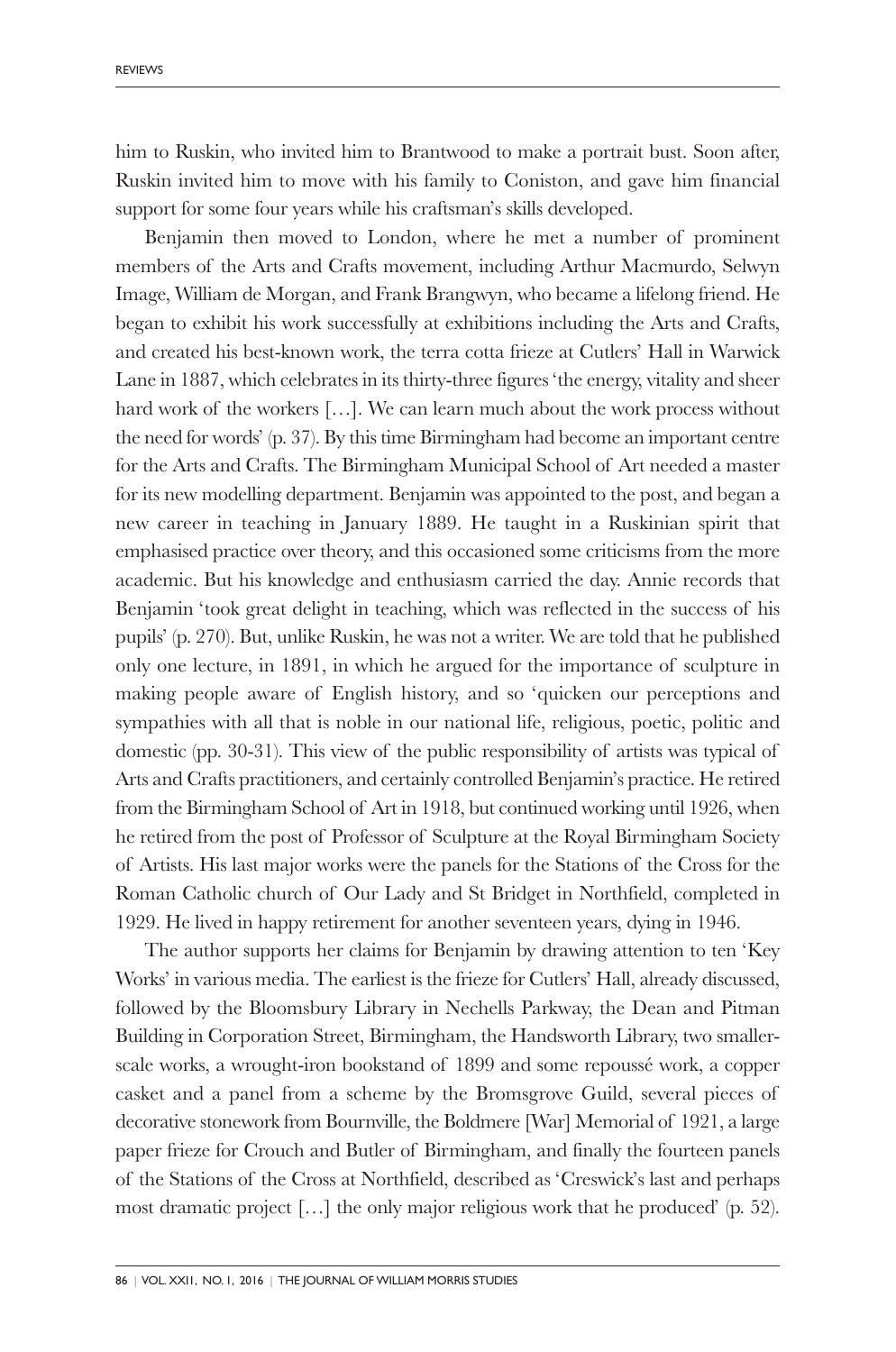him to Ruskin, who invited him to Brantwood to make a portrait bust. Soon after, Ruskin invited him to move with his family to Coniston, and gave him financial support for some four years while his craftsman's skills developed.

Benjamin then moved to London, where he met a number of prominent members of the Arts and Crafts movement, including Arthur Macmurdo, Selwyn Image, William de Morgan, and Frank Brangwyn, who became a lifelong friend. He began to exhibit his work successfully at exhibitions including the Arts and Crafts, and created his best-known work, the terra cotta frieze at Cutlers' Hall in Warwick Lane in 1887, which celebrates in its thirty-three figures 'the energy, vitality and sheer hard work of the workers [...]. We can learn much about the work process without the need for words' (p. 37). By this time Birmingham had become an important centre for the Arts and Crafts. The Birmingham Municipal School of Art needed a master for its new modelling department. Benjamin was appointed to the post, and began a new career in teaching in January 1889. He taught in a Ruskinian spirit that emphasised practice over theory, and this occasioned some criticisms from the more academic. But his knowledge and enthusiasm carried the day. Annie records that Benjamin 'took great delight in teaching, which was reflected in the success of his pupils' (p. 270). But, unlike Ruskin, he was not a writer. We are told that he published only one lecture, in 1891, in which he argued for the importance of sculpture in making people aware of English history, and so 'quicken our perceptions and sympathies with all that is noble in our national life, religious, poetic, politic and domestic (pp. 30-31). This view of the public responsibility of artists was typical of Arts and Crafts practitioners, and certainly controlled Benjamin's practice. He retired from the Birmingham School of Art in 1918, but continued working until 1926, when he retired from the post of Professor of Sculpture at the Royal Birmingham Society of Artists. His last major works were the panels for the Stations of the Cross for the Roman Catholic church of Our Lady and St Bridget in Northfield, completed in 1929. He lived in happy retirement for another seventeen years, dying in 1946.

The author supports her claims for Benjamin by drawing attention to ten 'Key Works' in various media. The earliest is the frieze for Cutlers' Hall, already discussed, followed by the Bloomsbury Library in Nechells Parkway, the Dean and Pitman Building in Corporation Street, Birmingham, the Handsworth Library, two smaller-scale works, a wrought-iron bookstand of 1899 and some repoussé work, a copper casket and a panel from a scheme by the Bromsgrove Guild, several pieces of decorative stonework from Bournville, the Boldmere [War] Memorial of 1921, a large paper frieze for Crouch and Butler of Birmingham, and finally the fourteen panels of the Stations of the Cross at Northfield, described as 'Creswick's last and perhaps most dramatic project [...] the only major religious work that he produced' (p. 52).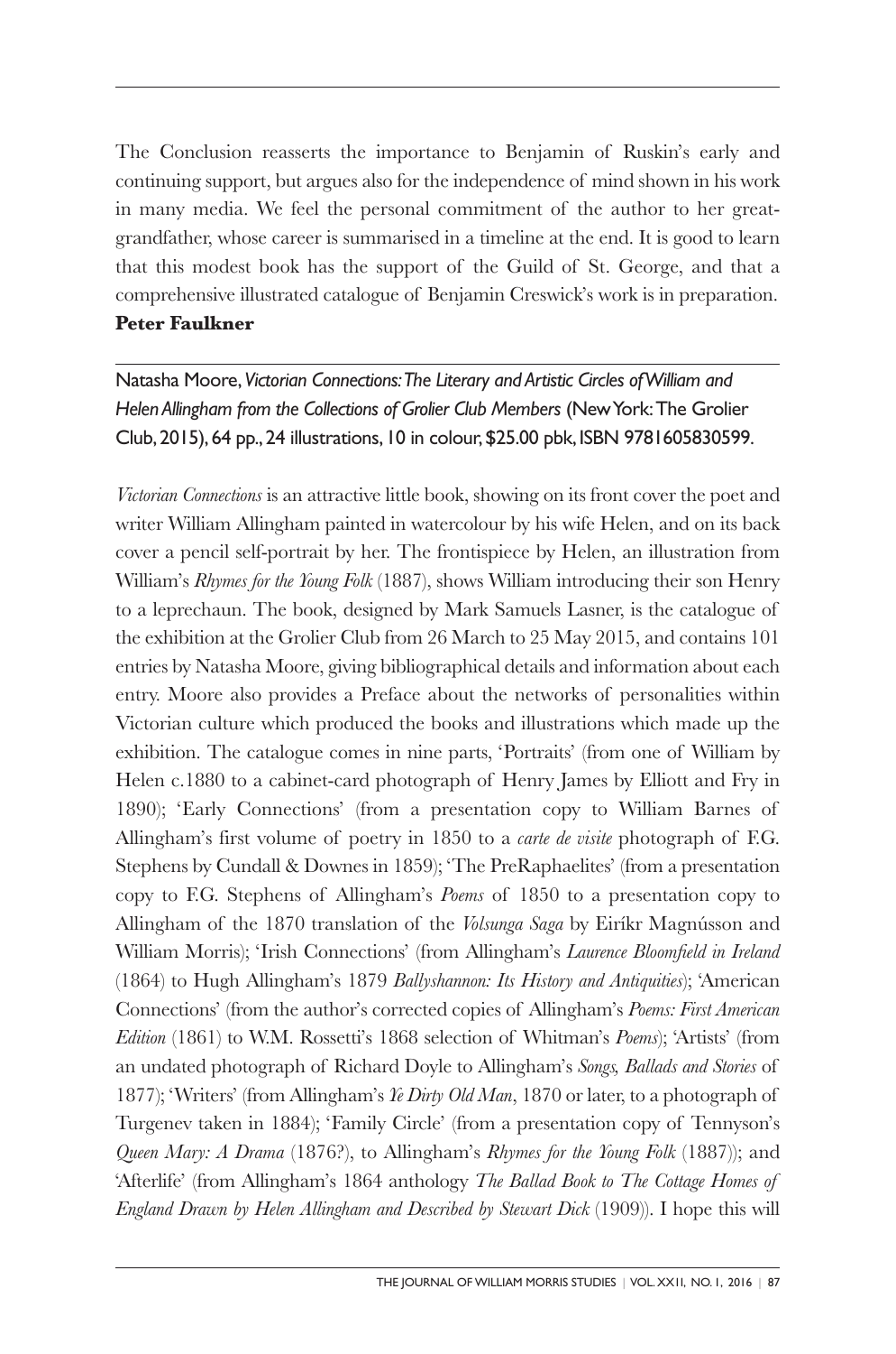The Conclusion reasserts the importance to Benjamin of Ruskin's early and continuing support, but argues also for the independence of mind shown in his work in many media. We feel the personal commitment of the author to her great-grandfather, whose career is summarised in a timeline at the end. It is good to learn that this modest book has the support of the Guild of St. George, and that a comprehensive illustrated catalogue of Benjamin Creswick's work is in preparation.

**Peter Faulkner**

Natasha Moore, *Victorian Connections: The Literary and Artistic Circles of William and Helen Allingham from the Collections of Grolier Club Members* (New York: The Grolier Club, 2015), 64 pp., 24 illustrations, 10 in colour, $25.00 pbk, ISBN 9781605830599.

*Victorian Connections* is an attractive little book, showing on its front cover the poet and writer William Allingham painted in watercolour by his wife Helen, and on its back cover a pencil self-portrait by her. The frontispiece by Helen, an illustration from William's *Rhymes for the Young Folk* (1887), shows William introducing their son Henry to a leprechaun. The book, designed by Mark Samuels Lasner, is the catalogue of the exhibition at the Grolier Club from 26 March to 25 May 2015, and contains 101 entries by Natasha Moore, giving bibliographical details and information about each entry. Moore also provides a Preface about the networks of personalities within Victorian culture which produced the books and illustrations which made up the exhibition. The catalogue comes in nine parts, 'Portraits' (from one of William by Helen c.1880 to a cabinet-card photograph of Henry James by Elliott and Fry in 1890); 'Early Connections' (from a presentation copy to William Barnes of Allingham's first volume of poetry in 1850 to a *carte de visite* photograph of F.G. Stephens by Cundall & Downes in 1859); 'The PreRaphaelites' (from a presentation copy to F.G. Stephens of Allingham's *Poems* of 1850 to a presentation copy to Allingham of the 1870 translation of the *Volsunga Saga* by Eiríkr Magnússon and William Morris); 'Irish Connections' (from Allingham's *Laurence Bloomfield in Ireland* (1864) to Hugh Allingham's 1879 *Ballyshannon: Its History and Antiquities*); 'American Connections' (from the author's corrected copies of Allingham's *Poems: First American Edition* (1861) to W.M. Rossetti's 1868 selection of Whitman's *Poems*); 'Artists' (from an undated photograph of Richard Doyle to Allingham's *Songs, Ballads and Stories* of 1877); 'Writers' (from Allingham's *Ye Dirty Old Man*, 1870 or later, to a photograph of Turgenev taken in 1884); 'Family Circle' (from a presentation copy of Tennyson's *Queen Mary: A Drama* (1876?), to Allingham's *Rhymes for the Young Folk* (1887)); and 'Afterlife' (from Allingham's 1864 anthology *The Ballad Book to The Cottage Homes of England Drawn by Helen Allingham and Described by Stewart Dick* (1909)). I hope this will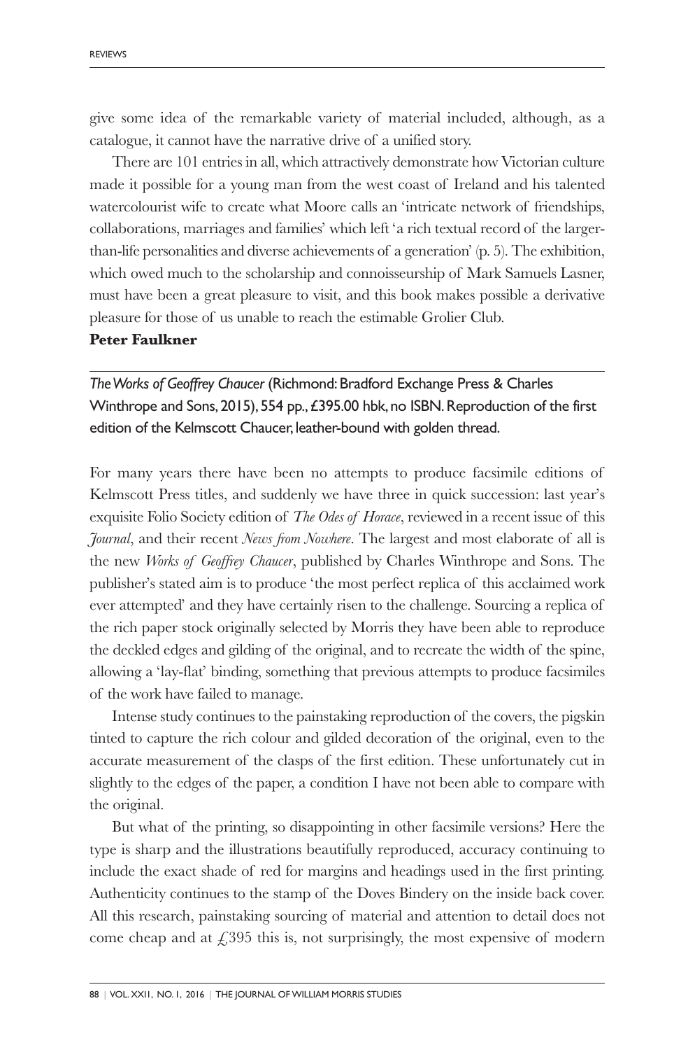give some idea of the remarkable variety of material included, although, as a catalogue, it cannot have the narrative drive of a unified story.

There are 101 entries in all, which attractively demonstrate how Victorian culture made it possible for a young man from the west coast of Ireland and his talented watercolourist wife to create what Moore calls an 'intricate network of friendships, collaborations, marriages and families' which left 'a rich textual record of the larger-than-life personalities and diverse achievements of a generation' (p. 5). The exhibition, which owed much to the scholarship and connoisseurship of Mark Samuels Lasner, must have been a great pleasure to visit, and this book makes possible a derivative pleasure for those of us unable to reach the estimable Grolier Club.

**Peter Faulkner**

---

*The Works of Geoffrey Chaucer* (Richmond: Bradford Exchange Press & Charles Winthrope and Sons, 2015), 554 pp., £395.00 hbk, no ISBN. Reproduction of the first edition of the Kelmscott Chaucer, leather-bound with golden thread.

For many years there have been no attempts to produce facsimile editions of Kelmscott Press titles, and suddenly we have three in quick succession: last year's exquisite Folio Society edition of *The Odes of Horace*, reviewed in a recent issue of this *Journal*, and their recent *News from Nowhere*. The largest and most elaborate of all is the new *Works of Geoffrey Chaucer*, published by Charles Winthrope and Sons. The publisher's stated aim is to produce 'the most perfect replica of this acclaimed work ever attempted' and they have certainly risen to the challenge. Sourcing a replica of the rich paper stock originally selected by Morris they have been able to reproduce the deckled edges and gilding of the original, and to recreate the width of the spine, allowing a 'lay-flat' binding, something that previous attempts to produce facsimiles of the work have failed to manage.

Intense study continues to the painstaking reproduction of the covers, the pigskin tinted to capture the rich colour and gilded decoration of the original, even to the accurate measurement of the clasps of the first edition. These unfortunately cut in slightly to the edges of the paper, a condition I have not been able to compare with the original.

But what of the printing, so disappointing in other facsimile versions? Here the type is sharp and the illustrations beautifully reproduced, accuracy continuing to include the exact shade of red for margins and headings used in the first printing. Authenticity continues to the stamp of the Doves Bindery on the inside back cover. All this research, painstaking sourcing of material and attention to detail does not come cheap and at £395 this is, not surprisingly, the most expensive of modern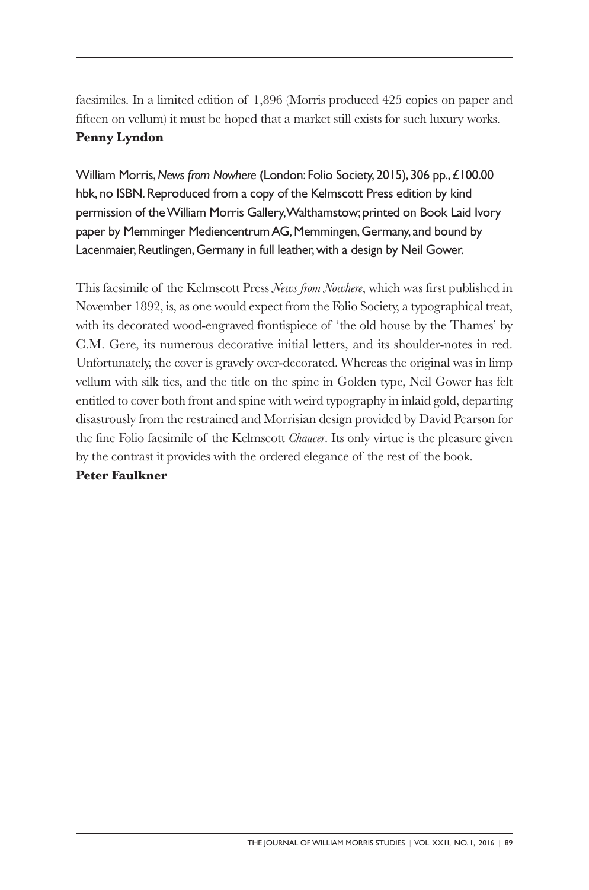facsimiles. In a limited edition of 1,896 (Morris produced 425 copies on paper and fifteen on vellum) it must be hoped that a market still exists for such luxury works.

**Penny Lyndon**

---

William Morris, *News from Nowhere* (London: Folio Society, 2015), 306 pp., £100.00 hbk, no ISBN. Reproduced from a copy of the Kelmscott Press edition by kind permission of the William Morris Gallery, Walthamstow; printed on Book Laid Ivory paper by Memminger Mediencentrum AG, Memmingen, Germany, and bound by Lacenmaier, Reutlingen, Germany in full leather, with a design by Neil Gower.

This facsimile of the Kelmscott Press *News from Nowhere*, which was first published in November 1892, is, as one would expect from the Folio Society, a typographical treat, with its decorated wood-engraved frontispiece of 'the old house by the Thames' by C.M. Gere, its numerous decorative initial letters, and its shoulder-notes in red. Unfortunately, the cover is gravely over-decorated. Whereas the original was in limp vellum with silk ties, and the title on the spine in Golden type, Neil Gower has felt entitled to cover both front and spine with weird typography in inlaid gold, departing disastrously from the restrained and Morrisian design provided by David Pearson for the fine Folio facsimile of the Kelmscott *Chaucer*. Its only virtue is the pleasure given by the contrast it provides with the ordered elegance of the rest of the book.

**Peter Faulkner**